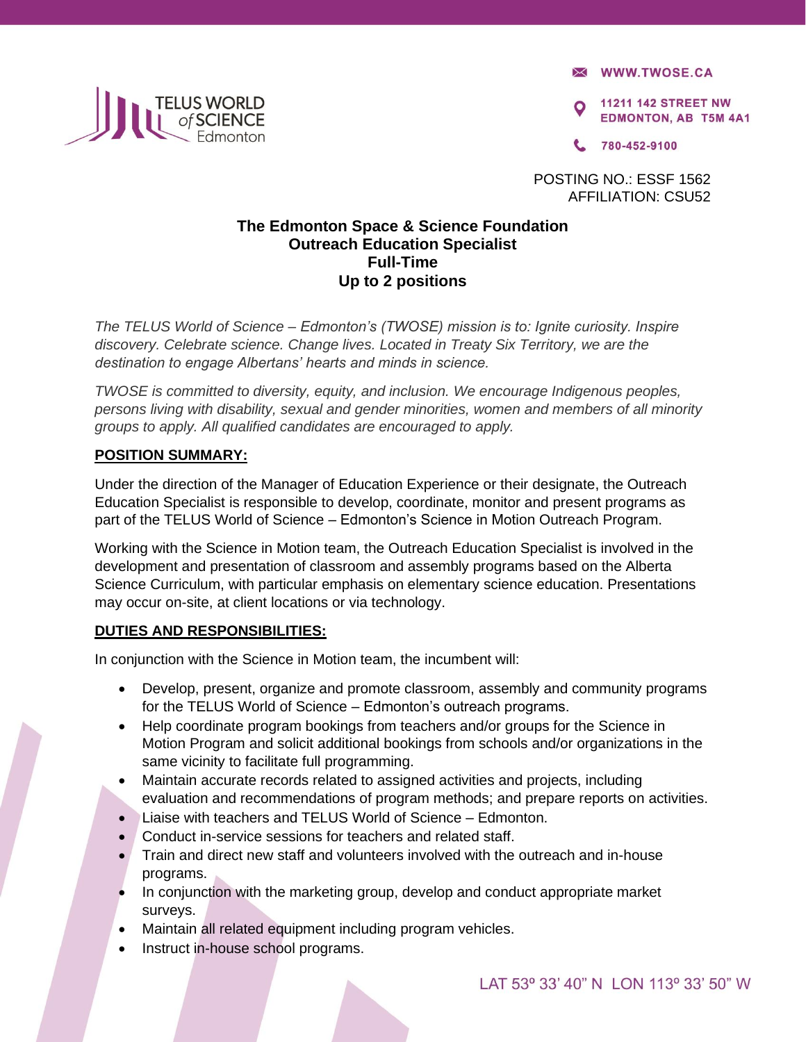TELUS WORLD of SCIENCE Edmonton

WWW.TWOSE.CA

11211 142 STREET NW
EDMONTON, AB T5M 4A1

780-452-9100

POSTING NO.: ESSF 1562
AFFILIATION: CSU52

# The Edmonton Space & Science Foundation
## Outreach Education Specialist
## Full-Time
## Up to 2 positions

*The TELUS World of Science – Edmonton's (TWOSE) mission is to: Ignite curiosity. Inspire discovery. Celebrate science. Change lives. Located in Treaty Six Territory, we are the destination to engage Albertans' hearts and minds in science.*

*TWOSE is committed to diversity, equity, and inclusion. We encourage Indigenous peoples, persons living with disability, sexual and gender minorities, women and members of all minority groups to apply. All qualified candidates are encouraged to apply.*

**POSITION SUMMARY:**

Under the direction of the Manager of Education Experience or their designate, the Outreach Education Specialist is responsible to develop, coordinate, monitor and present programs as part of the TELUS World of Science – Edmonton's Science in Motion Outreach Program.

Working with the Science in Motion team, the Outreach Education Specialist is involved in the development and presentation of classroom and assembly programs based on the Alberta Science Curriculum, with particular emphasis on elementary science education. Presentations may occur on-site, at client locations or via technology.

**DUTIES AND RESPONSIBILITIES:**

In conjunction with the Science in Motion team, the incumbent will:

- Develop, present, organize and promote classroom, assembly and community programs for the TELUS World of Science – Edmonton's outreach programs.
- Help coordinate program bookings from teachers and/or groups for the Science in Motion Program and solicit additional bookings from schools and/or organizations in the same vicinity to facilitate full programming.
- Maintain accurate records related to assigned activities and projects, including evaluation and recommendations of program methods; and prepare reports on activities.
- Liaise with teachers and TELUS World of Science – Edmonton.
- Conduct in-service sessions for teachers and related staff.
- Train and direct new staff and volunteers involved with the outreach and in-house programs.
- In conjunction with the marketing group, develop and conduct appropriate market surveys.
- Maintain all related equipment including program vehicles.
- Instruct in-house school programs.

LAT 53º 33' 40" N LON 113º 33' 50" W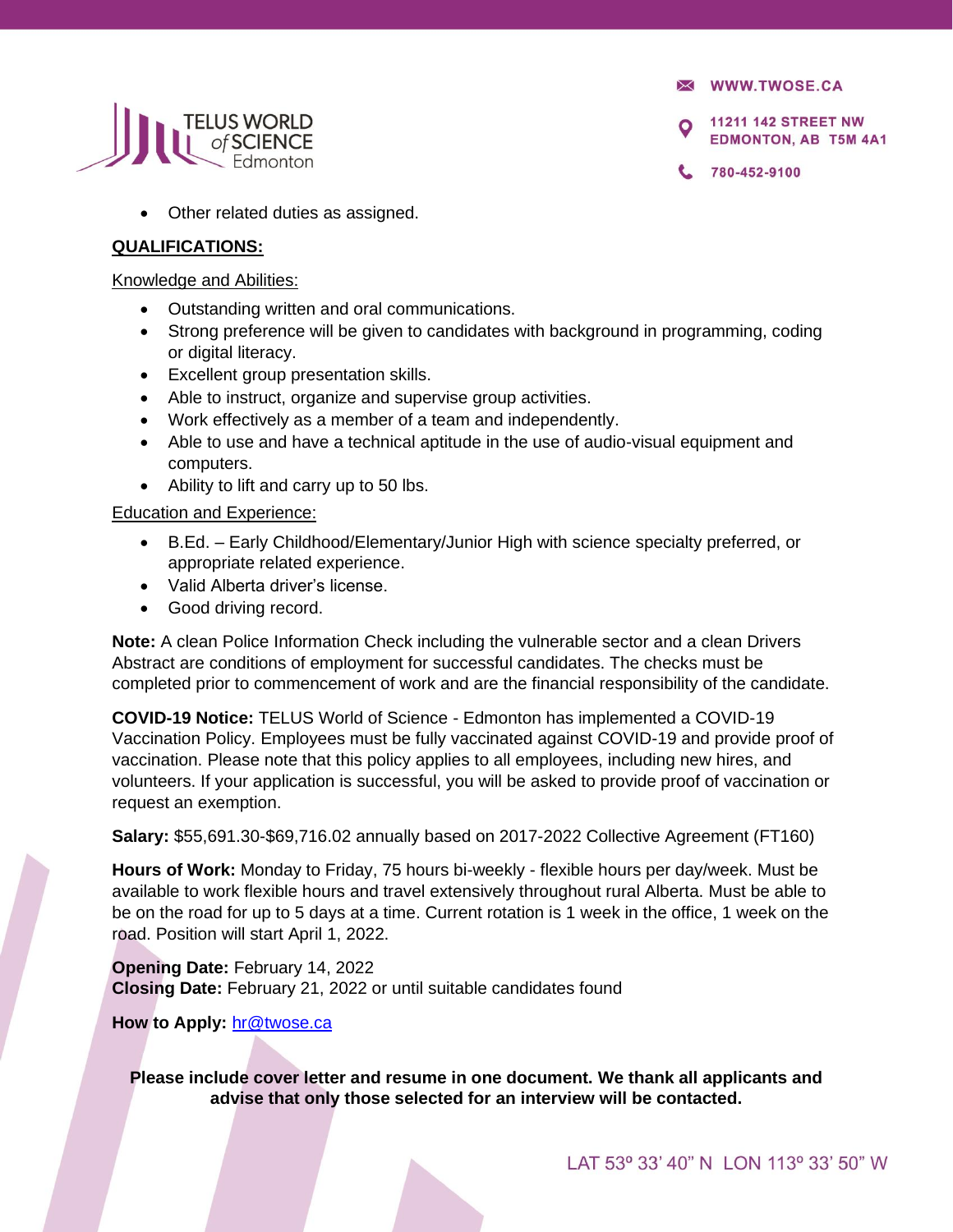- Other related duties as assigned.

**QUALIFICATIONS:**

Knowledge and Abilities:

- Outstanding written and oral communications.
- Strong preference will be given to candidates with background in programming, coding or digital literacy.
- Excellent group presentation skills.
- Able to instruct, organize and supervise group activities.
- Work effectively as a member of a team and independently.
- Able to use and have a technical aptitude in the use of audio-visual equipment and computers.
- Ability to lift and carry up to 50 lbs.

Education and Experience:

- B.Ed. – Early Childhood/Elementary/Junior High with science specialty preferred, or appropriate related experience.
- Valid Alberta driver's license.
- Good driving record.

**Note:** A clean Police Information Check including the vulnerable sector and a clean Drivers Abstract are conditions of employment for successful candidates. The checks must be completed prior to commencement of work and are the financial responsibility of the candidate.

**COVID-19 Notice:** TELUS World of Science - Edmonton has implemented a COVID-19 Vaccination Policy. Employees must be fully vaccinated against COVID-19 and provide proof of vaccination. Please note that this policy applies to all employees, including new hires, and volunteers. If your application is successful, you will be asked to provide proof of vaccination or request an exemption.

**Salary:** $55,691.30-$69,716.02 annually based on 2017-2022 Collective Agreement (FT160)

**Hours of Work:** Monday to Friday, 75 hours bi-weekly - flexible hours per day/week. Must be available to work flexible hours and travel extensively throughout rural Alberta. Must be able to be on the road for up to 5 days at a time. Current rotation is 1 week in the office, 1 week on the road. Position will start April 1, 2022.

**Opening Date:** February 14, 2022
**Closing Date:** February 21, 2022 or until suitable candidates found

**How to Apply:** hr@twose.ca

**Please include cover letter and resume in one document. We thank all applicants and advise that only those selected for an interview will be contacted.**